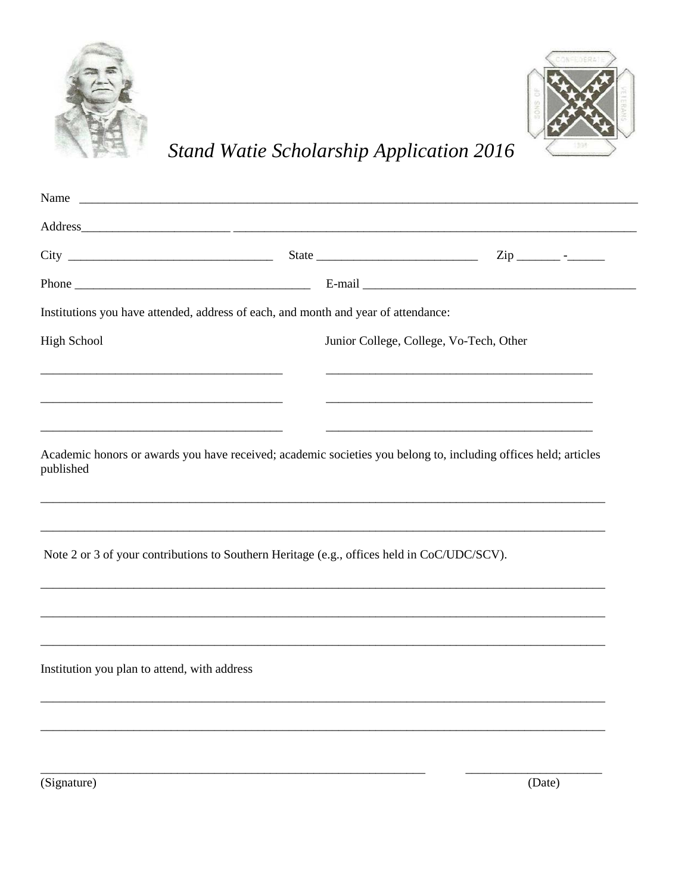# *Stand Watie Scholarship Application 2016*

Name ______________________________________________________________________________

Address________________________ ______________________________________________________

City _________________________________ State __________________________ Zip _______ -______

Phone ______________________________________ E-mail ____________________________________________

Institutions you have attended, address of each, and month and year of attendance:

High School

_______________________________________

_______________________________________

_______________________________________

Junior College, College, Vo-Tech, Other

___________________________________________

___________________________________________

___________________________________________

Academic honors or awards you have received; academic societies you belong to, including offices held; articles published

_____________________________________________________________________________________________

_____________________________________________________________________________________________

Note 2 or 3 of your contributions to Southern Heritage (e.g., offices held in CoC/UDC/SCV).

_____________________________________________________________________________________________

_____________________________________________________________________________________________

_____________________________________________________________________________________________

Institution you plan to attend, with address

_____________________________________________________________________________________________

_____________________________________________________________________________________________

______________________________________________________________ ______________________

(Signature) (Date)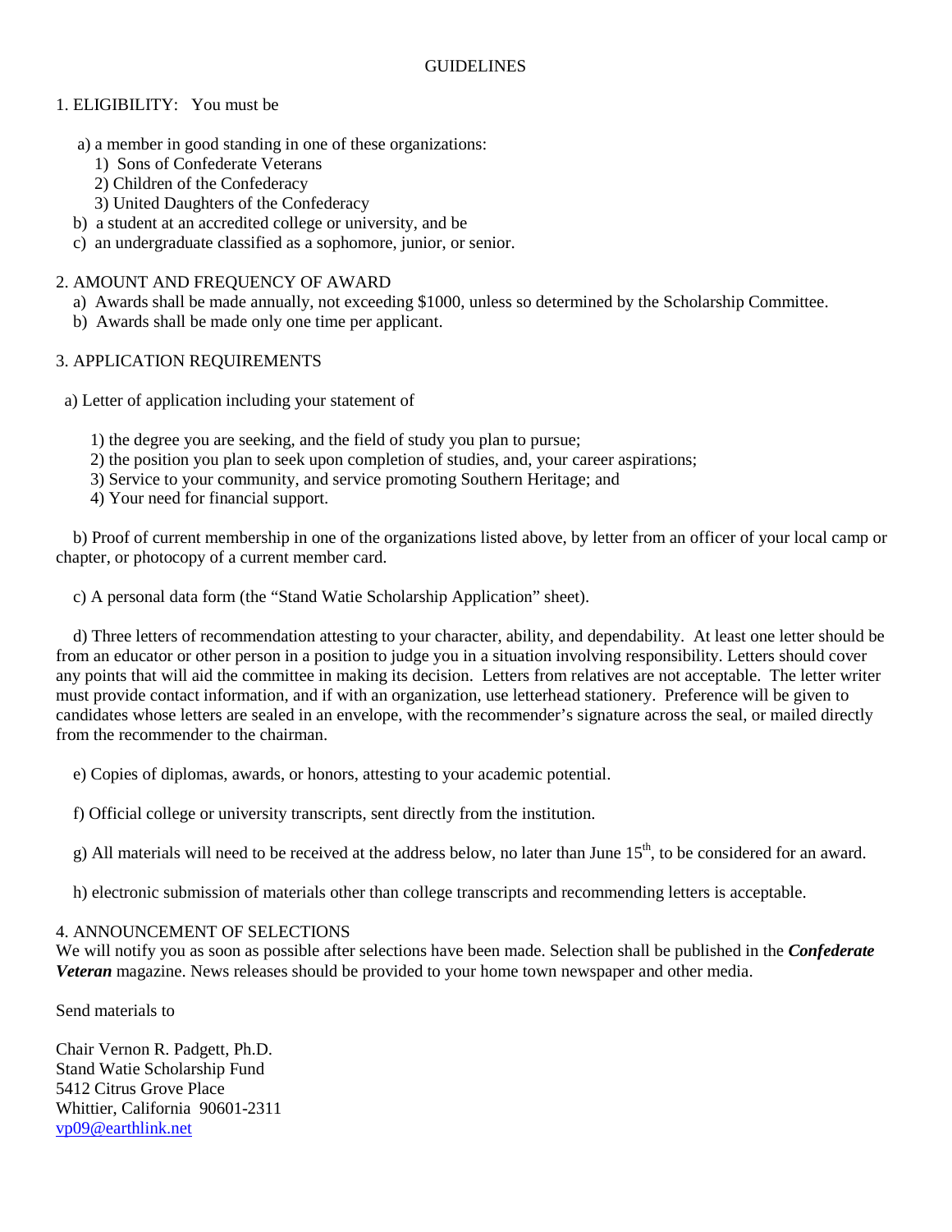## GUIDELINES

1. ELIGIBILITY: You must be

   a) a member in good standing in one of these organizations:
      1) Sons of Confederate Veterans
      2) Children of the Confederacy
      3) United Daughters of the Confederacy

   b) a student at an accredited college or university, and be

   c) an undergraduate classified as a sophomore, junior, or senior.

2. AMOUNT AND FREQUENCY OF AWARD

   a) Awards shall be made annually, not exceeding $1000, unless so determined by the Scholarship Committee.

   b) Awards shall be made only one time per applicant.

3. APPLICATION REQUIREMENTS

   a) Letter of application including your statement of

      1) the degree you are seeking, and the field of study you plan to pursue;
      2) the position you plan to seek upon completion of studies, and, your career aspirations;
      3) Service to your community, and service promoting Southern Heritage; and
      4) Your need for financial support.

   b) Proof of current membership in one of the organizations listed above, by letter from an officer of your local camp or chapter, or photocopy of a current member card.

   c) A personal data form (the "Stand Watie Scholarship Application" sheet).

   d) Three letters of recommendation attesting to your character, ability, and dependability. At least one letter should be from an educator or other person in a position to judge you in a situation involving responsibility. Letters should cover any points that will aid the committee in making its decision. Letters from relatives are not acceptable. The letter writer must provide contact information, and if with an organization, use letterhead stationery. Preference will be given to candidates whose letters are sealed in an envelope, with the recommender's signature across the seal, or mailed directly from the recommender to the chairman.

   e) Copies of diplomas, awards, or honors, attesting to your academic potential.

   f) Official college or university transcripts, sent directly from the institution.

   g) All materials will need to be received at the address below, no later than June 15th, to be considered for an award.

   h) electronic submission of materials other than college transcripts and recommending letters is acceptable.

4. ANNOUNCEMENT OF SELECTIONS

We will notify you as soon as possible after selections have been made. Selection shall be published in the ***Confederate Veteran*** magazine. News releases should be provided to your home town newspaper and other media.

Send materials to

Chair Vernon R. Padgett, Ph.D.
Stand Watie Scholarship Fund
5412 Citrus Grove Place
Whittier, California 90601-2311
vp09@earthlink.net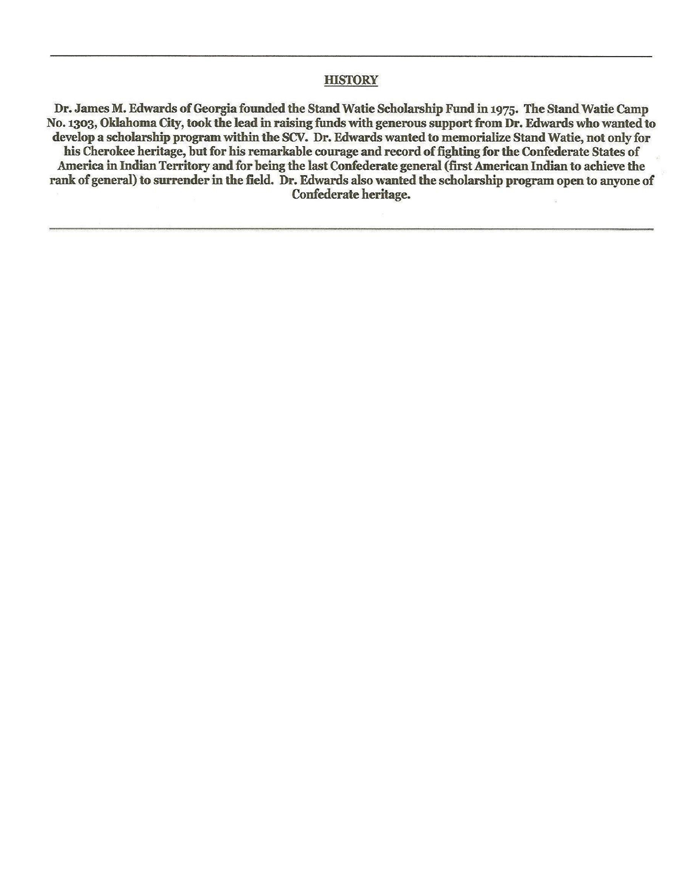## HISTORY

**Dr. James M. Edwards of Georgia founded the Stand Watie Scholarship Fund in 1975. The Stand Watie Camp No. 1303, Oklahoma City, took the lead in raising funds with generous support from Dr. Edwards who wanted to develop a scholarship program within the SCV. Dr. Edwards wanted to memorialize Stand Watie, not only for his Cherokee heritage, but for his remarkable courage and record of fighting for the Confederate States of America in Indian Territory and for being the last Confederate general (first American Indian to achieve the rank of general) to surrender in the field. Dr. Edwards also wanted the scholarship program open to anyone of Confederate heritage.**